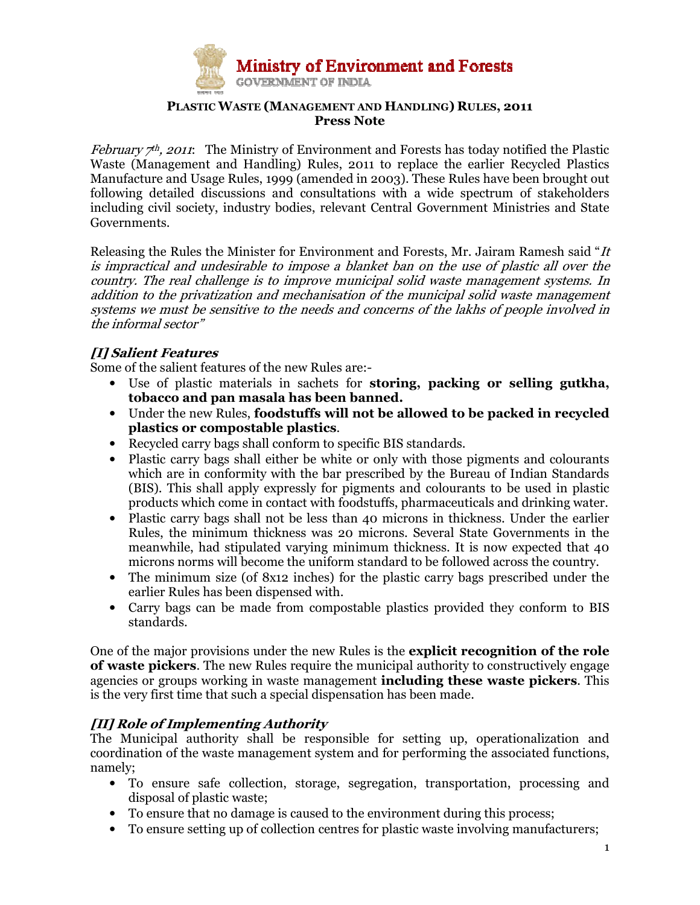Ministry of Environment and Forests
GOVERNMENT OF INDIA

# PLASTIC WASTE (MANAGEMENT AND HANDLING) RULES, 2011
## Press Note

*February 7th, 2011*: The Ministry of Environment and Forests has today notified the Plastic Waste (Management and Handling) Rules, 2011 to replace the earlier Recycled Plastics Manufacture and Usage Rules, 1999 (amended in 2003). These Rules have been brought out following detailed discussions and consultations with a wide spectrum of stakeholders including civil society, industry bodies, relevant Central Government Ministries and State Governments.

Releasing the Rules the Minister for Environment and Forests, Mr. Jairam Ramesh said "*It is impractical and undesirable to impose a blanket ban on the use of plastic all over the country. The real challenge is to improve municipal solid waste management systems. In addition to the privatization and mechanisation of the municipal solid waste management systems we must be sensitive to the needs and concerns of the lakhs of people involved in the informal sector*"

### *[I] Salient Features*

Some of the salient features of the new Rules are:-

- Use of plastic materials in sachets for **storing, packing or selling gutkha, tobacco and pan masala has been banned.**
- Under the new Rules, **foodstuffs will not be allowed to be packed in recycled plastics or compostable plastics**.
- Recycled carry bags shall conform to specific BIS standards.
- Plastic carry bags shall either be white or only with those pigments and colourants which are in conformity with the bar prescribed by the Bureau of Indian Standards (BIS). This shall apply expressly for pigments and colourants to be used in plastic products which come in contact with foodstuffs, pharmaceuticals and drinking water.
- Plastic carry bags shall not be less than 40 microns in thickness. Under the earlier Rules, the minimum thickness was 20 microns. Several State Governments in the meanwhile, had stipulated varying minimum thickness. It is now expected that 40 microns norms will become the uniform standard to be followed across the country.
- The minimum size (of 8x12 inches) for the plastic carry bags prescribed under the earlier Rules has been dispensed with.
- Carry bags can be made from compostable plastics provided they conform to BIS standards.

One of the major provisions under the new Rules is the **explicit recognition of the role of waste pickers**. The new Rules require the municipal authority to constructively engage agencies or groups working in waste management **including these waste pickers**. This is the very first time that such a special dispensation has been made.

### *[II] Role of Implementing Authority*

The Municipal authority shall be responsible for setting up, operationalization and coordination of the waste management system and for performing the associated functions, namely;

- To ensure safe collection, storage, segregation, transportation, processing and disposal of plastic waste;
- To ensure that no damage is caused to the environment during this process;
- To ensure setting up of collection centres for plastic waste involving manufacturers;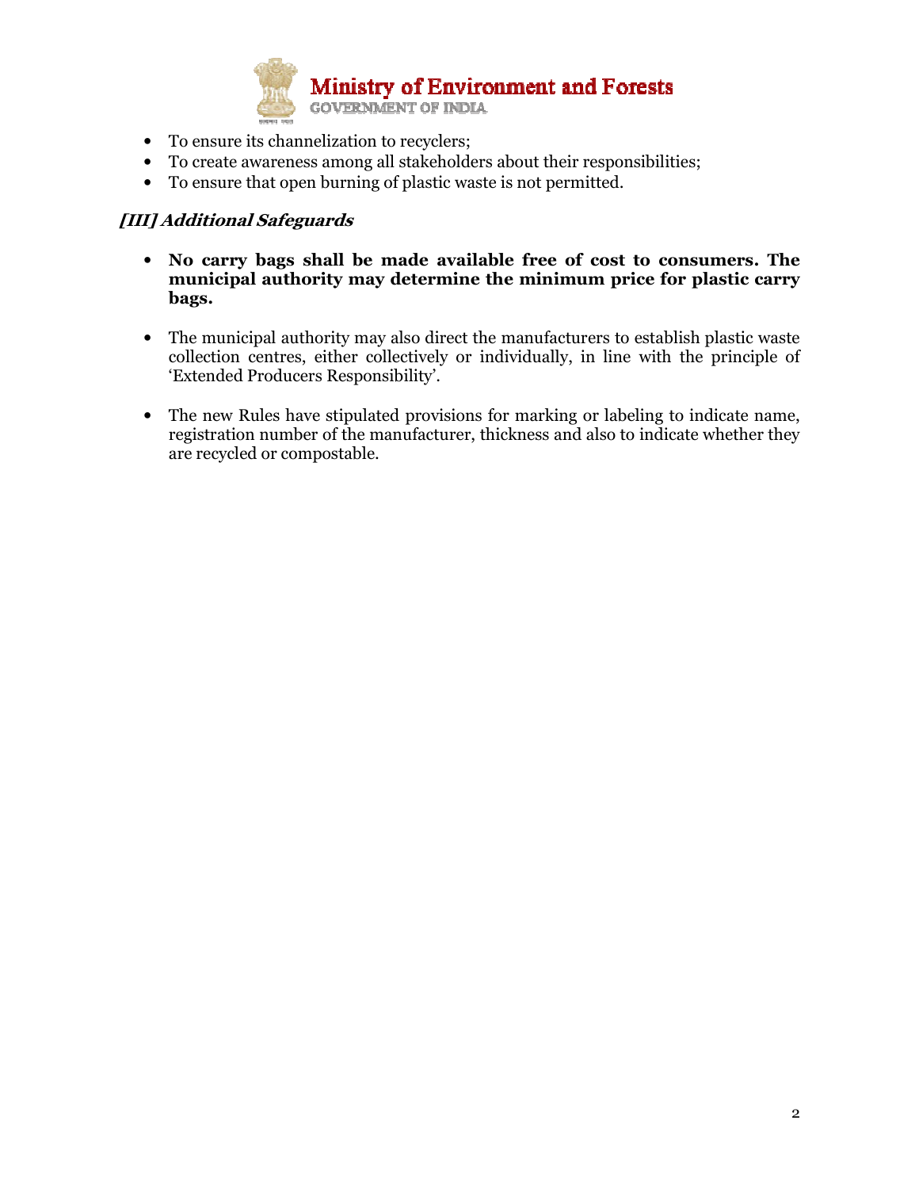- To ensure its channelization to recyclers;
- To create awareness among all stakeholders about their responsibilities;
- To ensure that open burning of plastic waste is not permitted.

### *[III] Additional Safeguards*

- **No carry bags shall be made available free of cost to consumers. The municipal authority may determine the minimum price for plastic carry bags.**

- The municipal authority may also direct the manufacturers to establish plastic waste collection centres, either collectively or individually, in line with the principle of 'Extended Producers Responsibility'.

- The new Rules have stipulated provisions for marking or labeling to indicate name, registration number of the manufacturer, thickness and also to indicate whether they are recycled or compostable.